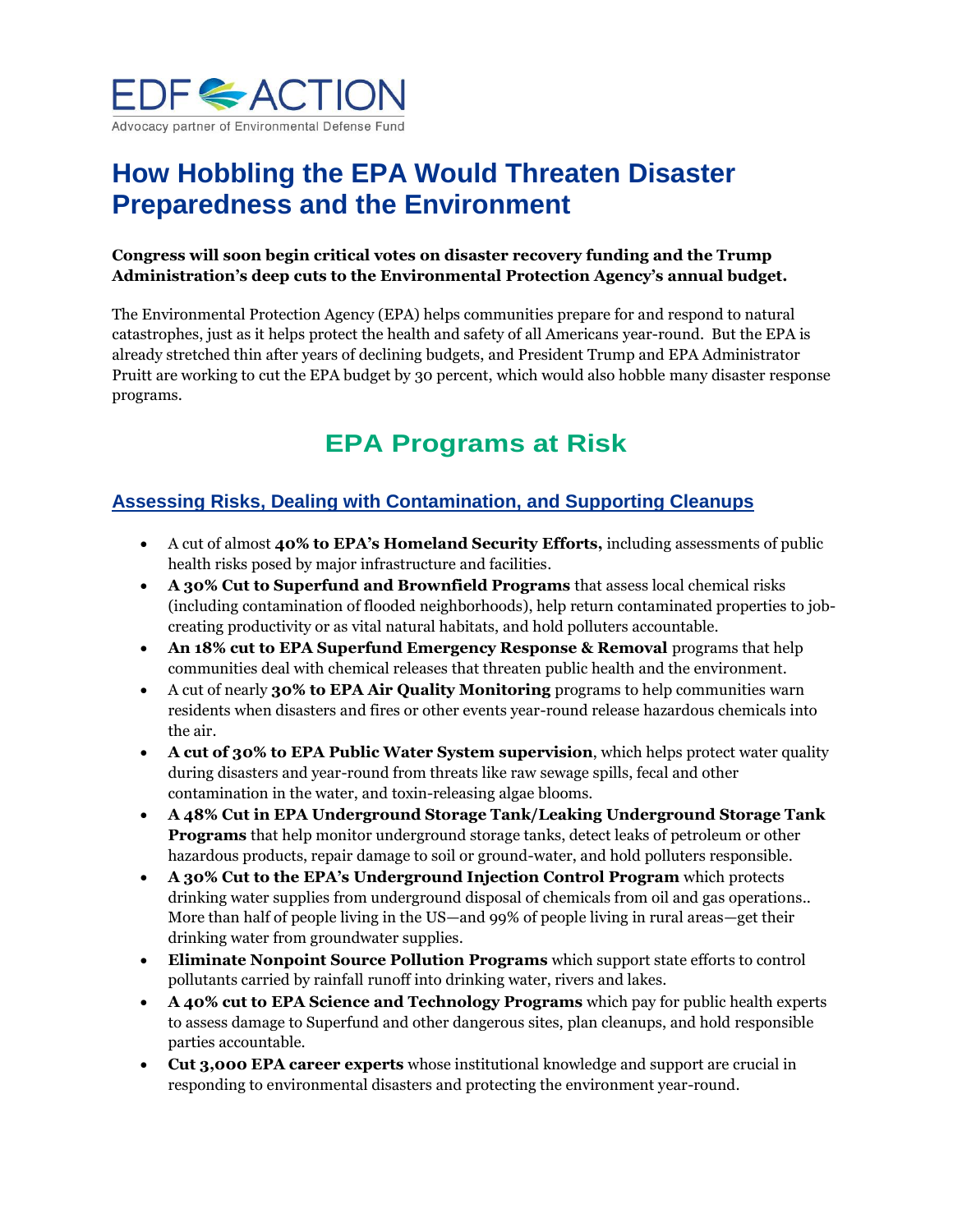EDF ACTION

Advocacy partner of Environmental Defense Fund

# How Hobbling the EPA Would Threaten Disaster Preparedness and the Environment

**Congress will soon begin critical votes on disaster recovery funding and the Trump Administration's deep cuts to the Environmental Protection Agency's annual budget.**

The Environmental Protection Agency (EPA) helps communities prepare for and respond to natural catastrophes, just as it helps protect the health and safety of all Americans year-round. But the EPA is already stretched thin after years of declining budgets, and President Trump and EPA Administrator Pruitt are working to cut the EPA budget by 30 percent, which would also hobble many disaster response programs.

## EPA Programs at Risk

### Assessing Risks, Dealing with Contamination, and Supporting Cleanups

- A cut of almost **40% to EPA's Homeland Security Efforts,** including assessments of public health risks posed by major infrastructure and facilities.
- **A 30% Cut to Superfund and Brownfield Programs** that assess local chemical risks (including contamination of flooded neighborhoods), help return contaminated properties to job-creating productivity or as vital natural habitats, and hold polluters accountable.
- **An 18% cut to EPA Superfund Emergency Response & Removal** programs that help communities deal with chemical releases that threaten public health and the environment.
- A cut of nearly **30% to EPA Air Quality Monitoring** programs to help communities warn residents when disasters and fires or other events year-round release hazardous chemicals into the air.
- **A cut of 30% to EPA Public Water System supervision**, which helps protect water quality during disasters and year-round from threats like raw sewage spills, fecal and other contamination in the water, and toxin-releasing algae blooms.
- **A 48% Cut in EPA Underground Storage Tank/Leaking Underground Storage Tank Programs** that help monitor underground storage tanks, detect leaks of petroleum or other hazardous products, repair damage to soil or ground-water, and hold polluters responsible.
- **A 30% Cut to the EPA's Underground Injection Control Program** which protects drinking water supplies from underground disposal of chemicals from oil and gas operations.. More than half of people living in the US—and 99% of people living in rural areas—get their drinking water from groundwater supplies.
- **Eliminate Nonpoint Source Pollution Programs** which support state efforts to control pollutants carried by rainfall runoff into drinking water, rivers and lakes.
- **A 40% cut to EPA Science and Technology Programs** which pay for public health experts to assess damage to Superfund and other dangerous sites, plan cleanups, and hold responsible parties accountable.
- **Cut 3,000 EPA career experts** whose institutional knowledge and support are crucial in responding to environmental disasters and protecting the environment year-round.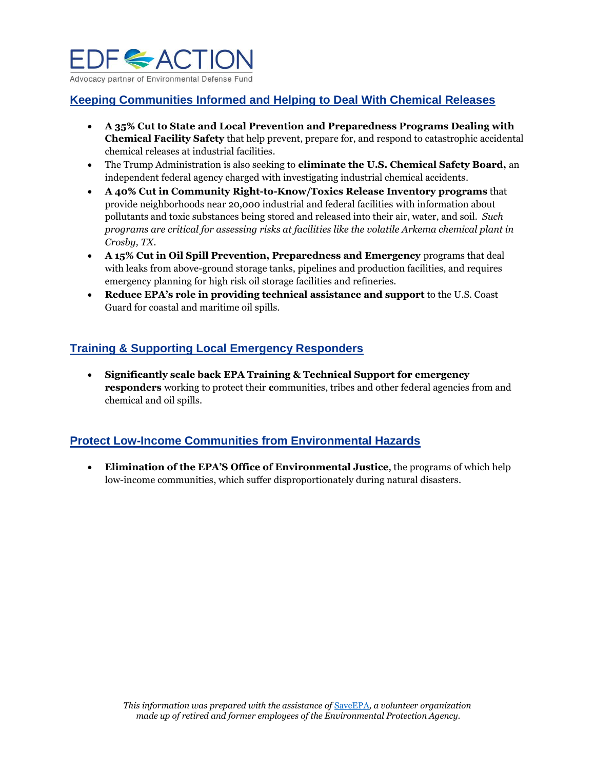EDF ACTION

Advocacy partner of Environmental Defense Fund

## Keeping Communities Informed and Helping to Deal With Chemical Releases

- **A 35% Cut to State and Local Prevention and Preparedness Programs Dealing with Chemical Facility Safety** that help prevent, prepare for, and respond to catastrophic accidental chemical releases at industrial facilities.
- The Trump Administration is also seeking to **eliminate the U.S. Chemical Safety Board,** an independent federal agency charged with investigating industrial chemical accidents.
- **A 40% Cut in Community Right-to-Know/Toxics Release Inventory programs** that provide neighborhoods near 20,000 industrial and federal facilities with information about pollutants and toxic substances being stored and released into their air, water, and soil. *Such programs are critical for assessing risks at facilities like the volatile Arkema chemical plant in Crosby, TX.*
- **A 15% Cut in Oil Spill Prevention, Preparedness and Emergency** programs that deal with leaks from above-ground storage tanks, pipelines and production facilities, and requires emergency planning for high risk oil storage facilities and refineries.
- **Reduce EPA's role in providing technical assistance and support** to the U.S. Coast Guard for coastal and maritime oil spills.

## Training & Supporting Local Emergency Responders

- **Significantly scale back EPA Training & Technical Support for emergency responders** working to protect their **c**ommunities, tribes and other federal agencies from and chemical and oil spills.

## Protect Low-Income Communities from Environmental Hazards

- **Elimination of the EPA'S Office of Environmental Justice**, the programs of which help low-income communities, which suffer disproportionately during natural disasters.

*This information was prepared with the assistance of* SaveEPA*, a volunteer organization made up of retired and former employees of the Environmental Protection Agency.*